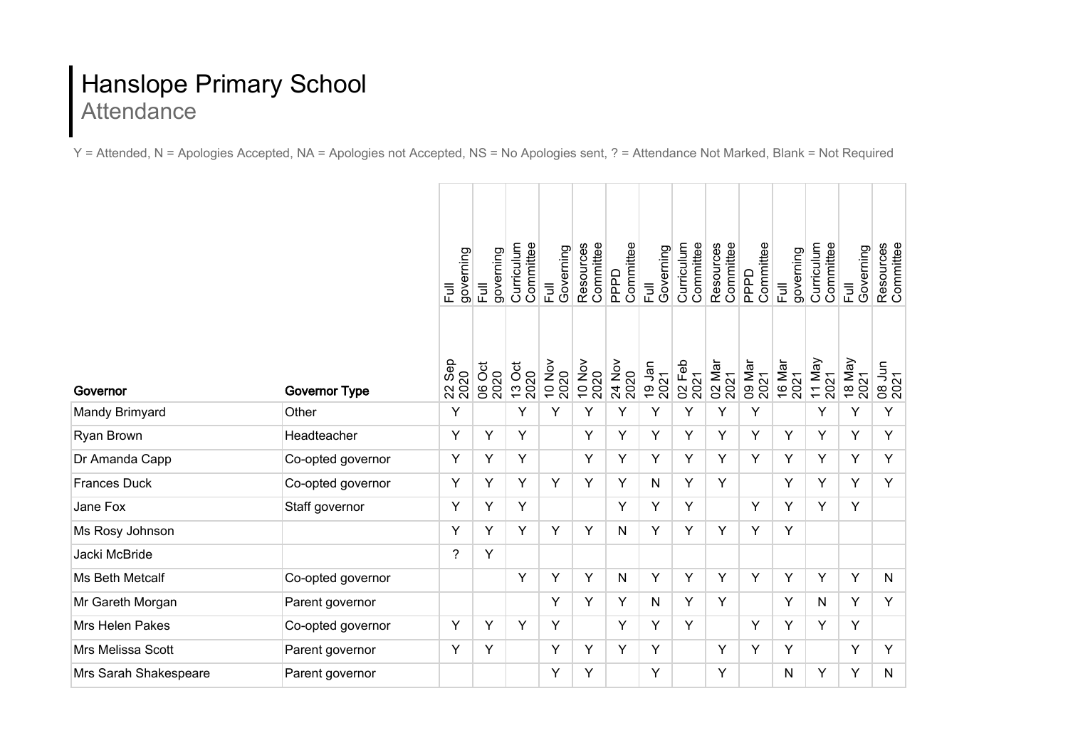# Hanslope Primary School
## Attendance

Y = Attended, N = Apologies Accepted, NA = Apologies not Accepted, NS = No Apologies sent, ? = Attendance Not Marked, Blank = Not Required

| | | Full governing | Full governing | Curriculum Committee | Full Governing | Resources Committee | PPPD Committee | Full Governing | Curriculum Committee | Resources Committee | PPPD Committee | Full governing | Curriculum Committee | Full Governing | Resources Committee |
|---|---|---|---|---|---|---|---|---|---|---|---|---|---|---|---|
| **Governor** | **Governor Type** | 22 Sep 2020 | 06 Oct 2020 | 13 Oct 2020 | 10 Nov 2020 | 10 Nov 2020 | 24 Nov 2020 | 19 Jan 2021 | 02 Feb 2021 | 02 Mar 2021 | 09 Mar 2021 | 16 Mar 2021 | 11 May 2021 | 18 May 2021 | 08 Jun 2021 |
| Mandy Brimyard | Other | Y | | Y | Y | Y | Y | Y | Y | Y | Y | | Y | Y | Y |
| Ryan Brown | Headteacher | Y | Y | Y | | Y | Y | Y | Y | Y | Y | Y | Y | Y | Y |
| Dr Amanda Capp | Co-opted governor | Y | Y | Y | | Y | Y | Y | Y | Y | Y | Y | Y | Y | Y |
| Frances Duck | Co-opted governor | Y | Y | Y | Y | Y | Y | N | Y | Y | | Y | Y | Y | Y |
| Jane Fox | Staff governor | Y | Y | Y | | | Y | Y | Y | | Y | Y | Y | Y | |
| Ms Rosy Johnson | | Y | Y | Y | Y | Y | N | Y | Y | Y | Y | Y | | | |
| Jacki McBride | | ? | Y | | | | | | | | | | | | |
| Ms Beth Metcalf | Co-opted governor | | | Y | Y | Y | N | Y | Y | Y | Y | Y | Y | Y | N |
| Mr Gareth Morgan | Parent governor | | | | Y | Y | Y | N | Y | Y | | Y | N | Y | Y |
| Mrs Helen Pakes | Co-opted governor | Y | Y | Y | Y | | Y | Y | Y | | Y | Y | Y | Y | |
| Mrs Melissa Scott | Parent governor | Y | Y | | Y | Y | Y | Y | | Y | Y | Y | | Y | Y |
| Mrs Sarah Shakespeare | Parent governor | | | | Y | Y | | Y | | Y | | N | Y | Y | N |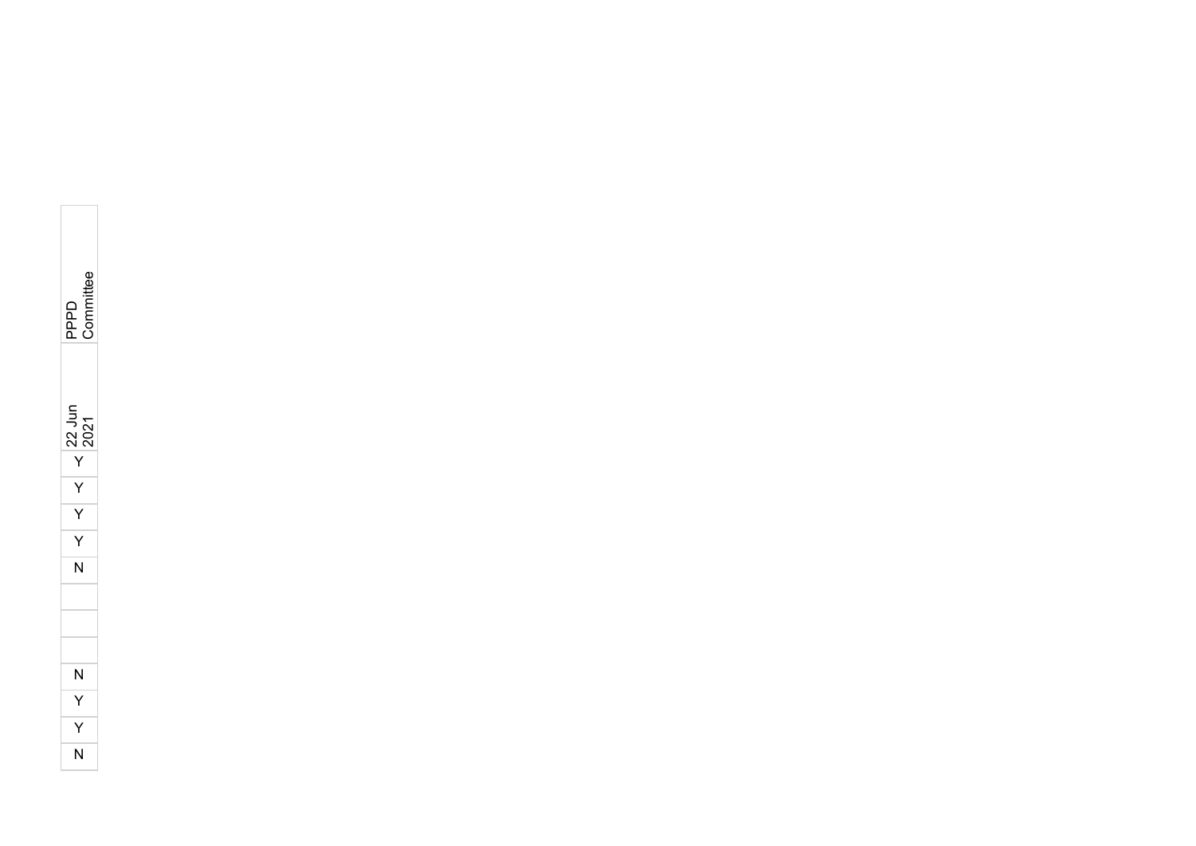| PPPD Committee |
| --- |
| 22 Jun 2021 |
| Y |
| Y |
| Y |
| Y |
| N |
| |
| |
| |
| N |
| Y |
| Y |
| N |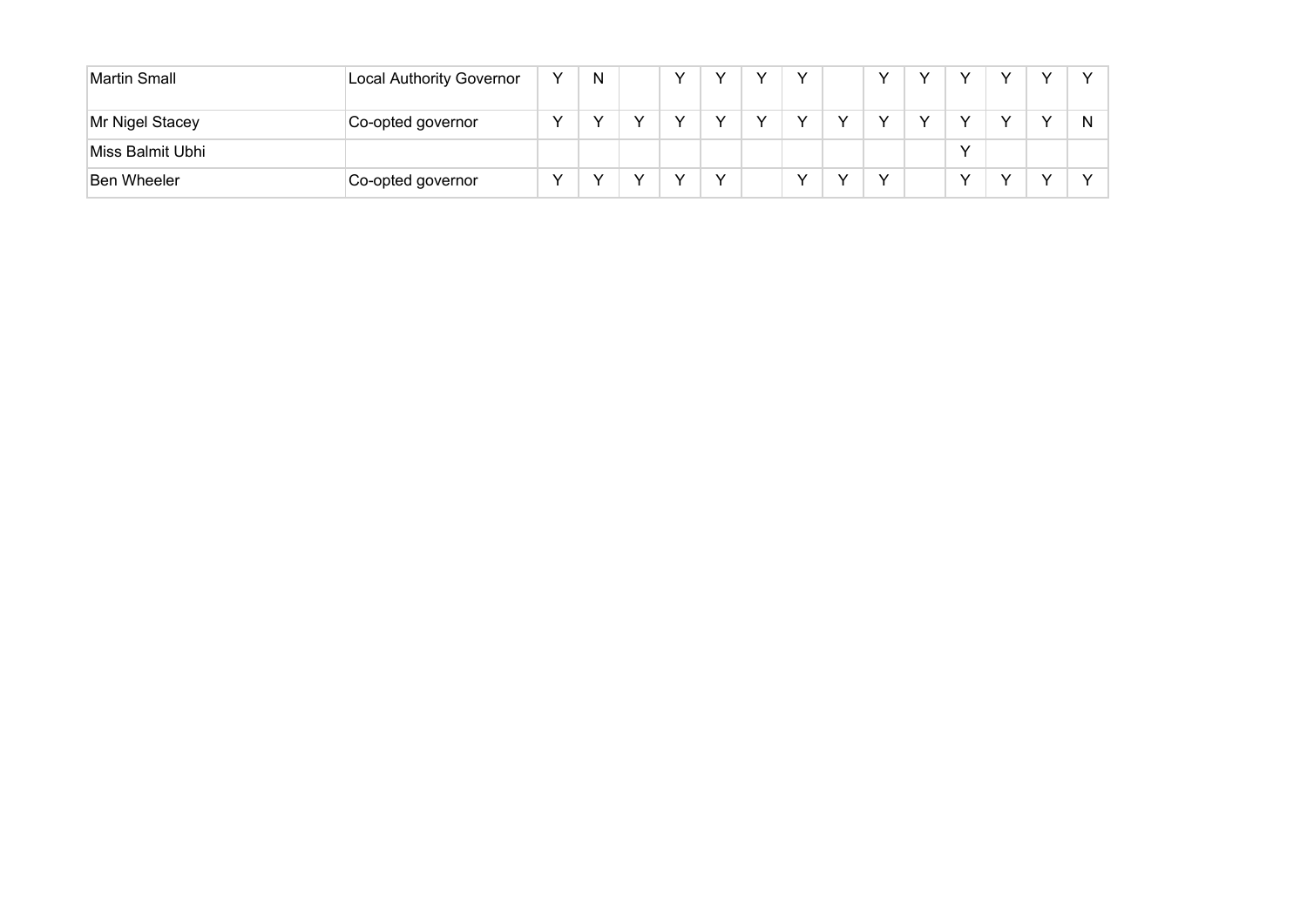| Martin Small | Local Authority Governor | Y | N | | Y | Y | Y | Y | | Y | Y | Y | Y | Y | Y |
|---|---|---|---|---|---|---|---|---|---|---|---|---|---|---|---|
| Mr Nigel Stacey | Co-opted governor | Y | Y | Y | Y | Y | Y | Y | Y | Y | Y | Y | Y | Y | N |
| Miss Balmit Ubhi | | | | | | | | | | | | Y | | | |
| Ben Wheeler | Co-opted governor | Y | Y | Y | Y | Y | | Y | Y | Y | | Y | Y | Y | Y |